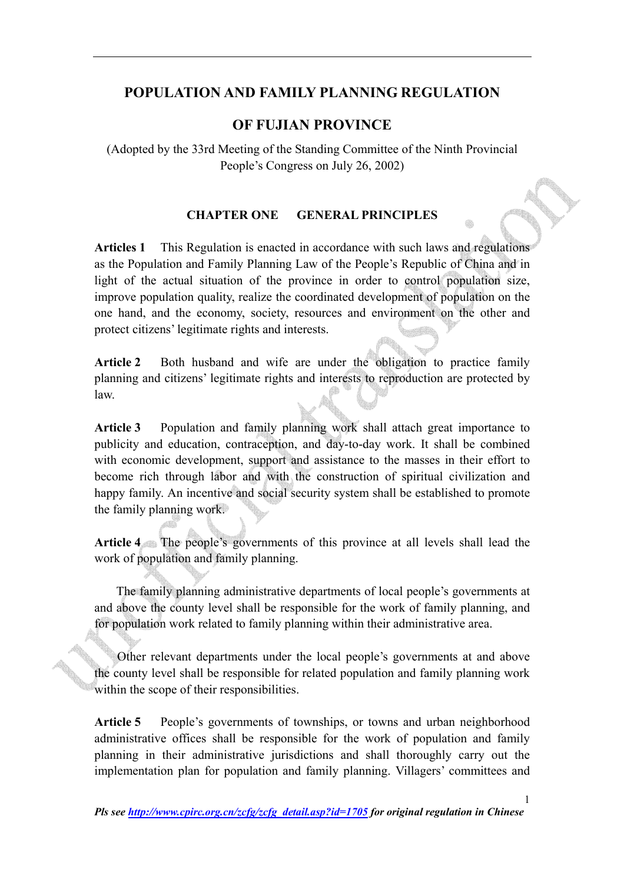# POPULATION AND FAMILY PLANNING REGULATION OF FUJIAN PROVINCE

(Adopted by the 33rd Meeting of the Standing Committee of the Ninth Provincial People's Congress on July 26, 2002)

## CHAPTER ONE GENERAL PRINCIPLES

**Articles 1** This Regulation is enacted in accordance with such laws and regulations as the Population and Family Planning Law of the People's Republic of China and in light of the actual situation of the province in order to control population size, improve population quality, realize the coordinated development of population on the one hand, and the economy, society, resources and environment on the other and protect citizens' legitimate rights and interests.

**Article 2** Both husband and wife are under the obligation to practice family planning and citizens' legitimate rights and interests to reproduction are protected by law.

**Article 3** Population and family planning work shall attach great importance to publicity and education, contraception, and day-to-day work. It shall be combined with economic development, support and assistance to the masses in their effort to become rich through labor and with the construction of spiritual civilization and happy family. An incentive and social security system shall be established to promote the family planning work.

**Article 4** The people's governments of this province at all levels shall lead the work of population and family planning.

The family planning administrative departments of local people's governments at and above the county level shall be responsible for the work of family planning, and for population work related to family planning within their administrative area.

Other relevant departments under the local people's governments at and above the county level shall be responsible for related population and family planning work within the scope of their responsibilities.

**Article 5** People's governments of townships, or towns and urban neighborhood administrative offices shall be responsible for the work of population and family planning in their administrative jurisdictions and shall thoroughly carry out the implementation plan for population and family planning. Villagers' committees and

*Pls see http://www.cpirc.org.cn/zcfg/zcfg_detail.asp?id=1705 for original regulation in Chinese*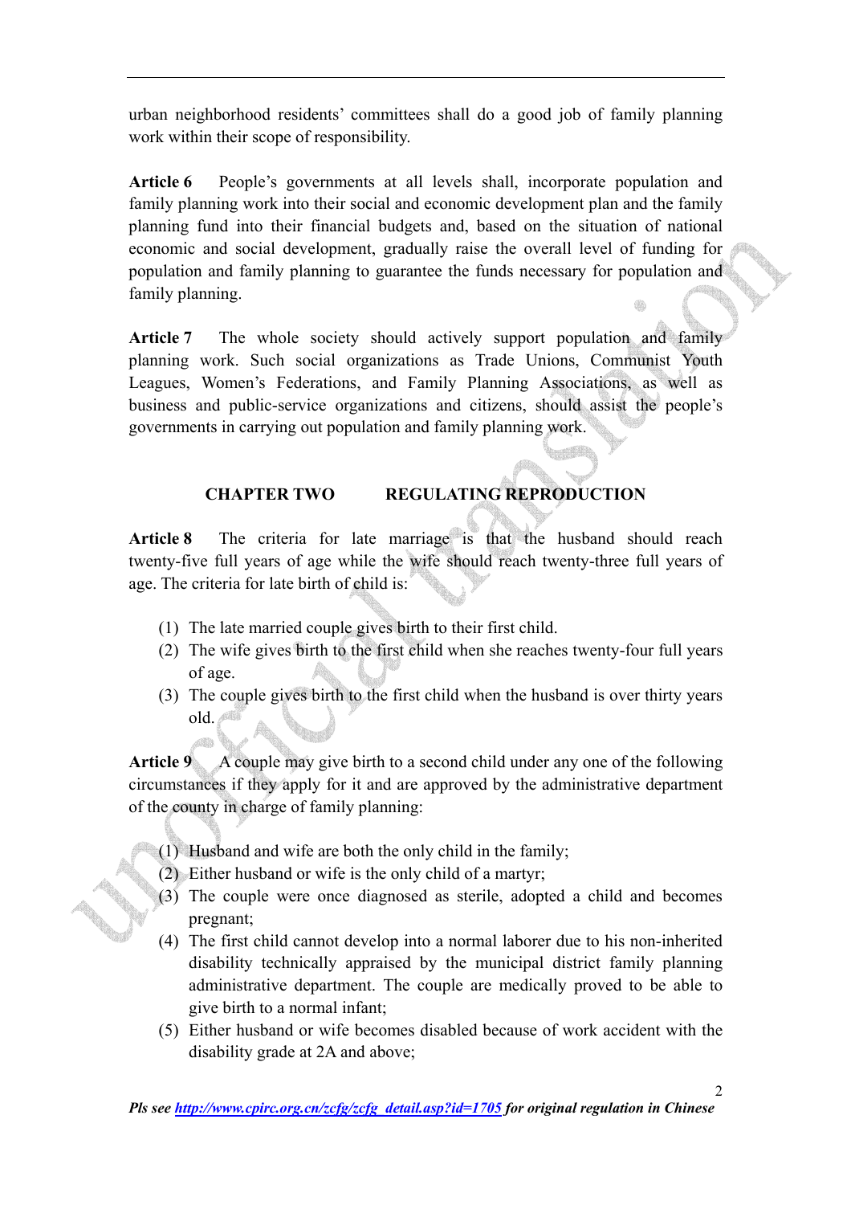urban neighborhood residents' committees shall do a good job of family planning work within their scope of responsibility.

**Article 6** People's governments at all levels shall, incorporate population and family planning work into their social and economic development plan and the family planning fund into their financial budgets and, based on the situation of national economic and social development, gradually raise the overall level of funding for population and family planning to guarantee the funds necessary for population and family planning.

**Article 7** The whole society should actively support population and family planning work. Such social organizations as Trade Unions, Communist Youth Leagues, Women's Federations, and Family Planning Associations, as well as business and public-service organizations and citizens, should assist the people's governments in carrying out population and family planning work.

## CHAPTER TWO REGULATING REPRODUCTION

**Article 8** The criteria for late marriage is that the husband should reach twenty-five full years of age while the wife should reach twenty-three full years of age. The criteria for late birth of child is:

(1) The late married couple gives birth to their first child.
(2) The wife gives birth to the first child when she reaches twenty-four full years of age.
(3) The couple gives birth to the first child when the husband is over thirty years old.

**Article 9** A couple may give birth to a second child under any one of the following circumstances if they apply for it and are approved by the administrative department of the county in charge of family planning:

(1) Husband and wife are both the only child in the family;
(2) Either husband or wife is the only child of a martyr;
(3) The couple were once diagnosed as sterile, adopted a child and becomes pregnant;
(4) The first child cannot develop into a normal laborer due to his non-inherited disability technically appraised by the municipal district family planning administrative department. The couple are medically proved to be able to give birth to a normal infant;
(5) Either husband or wife becomes disabled because of work accident with the disability grade at 2A and above;

*Pls see http://www.cpirc.org.cn/zcfg/zcfg_detail.asp?id=1705 for original regulation in Chinese*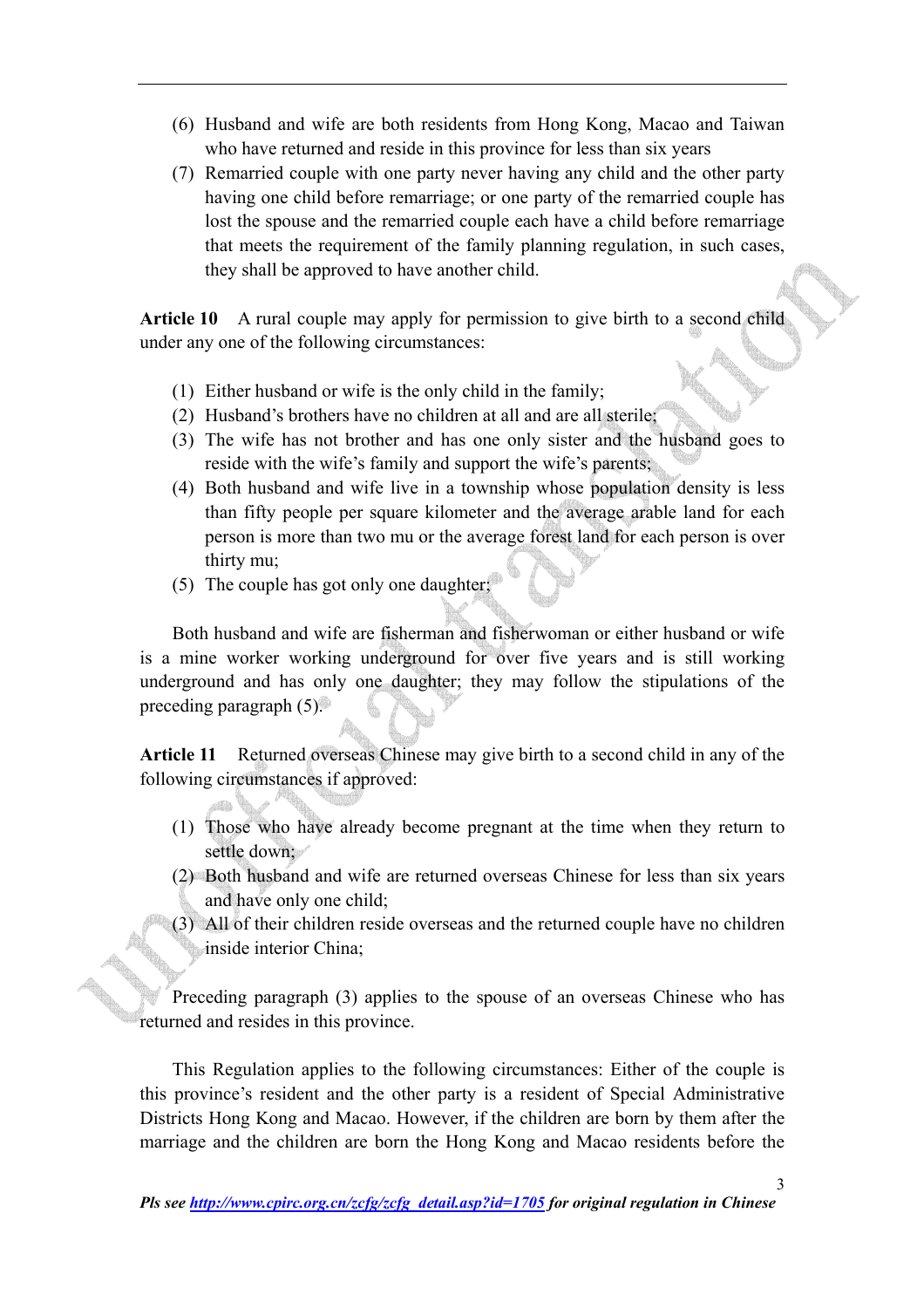(6) Husband and wife are both residents from Hong Kong, Macao and Taiwan who have returned and reside in this province for less than six years

(7) Remarried couple with one party never having any child and the other party having one child before remarriage; or one party of the remarried couple has lost the spouse and the remarried couple each have a child before remarriage that meets the requirement of the family planning regulation, in such cases, they shall be approved to have another child.

**Article 10** A rural couple may apply for permission to give birth to a second child under any one of the following circumstances:

(1) Either husband or wife is the only child in the family;

(2) Husband's brothers have no children at all and are all sterile;

(3) The wife has not brother and has one only sister and the husband goes to reside with the wife's family and support the wife's parents;

(4) Both husband and wife live in a township whose population density is less than fifty people per square kilometer and the average arable land for each person is more than two mu or the average forest land for each person is over thirty mu;

(5) The couple has got only one daughter;

Both husband and wife are fisherman and fisherwoman or either husband or wife is a mine worker working underground for over five years and is still working underground and has only one daughter; they may follow the stipulations of the preceding paragraph (5).

**Article 11** Returned overseas Chinese may give birth to a second child in any of the following circumstances if approved:

(1) Those who have already become pregnant at the time when they return to settle down;

(2) Both husband and wife are returned overseas Chinese for less than six years and have only one child;

(3) All of their children reside overseas and the returned couple have no children inside interior China;

Preceding paragraph (3) applies to the spouse of an overseas Chinese who has returned and resides in this province.

This Regulation applies to the following circumstances: Either of the couple is this province's resident and the other party is a resident of Special Administrative Districts Hong Kong and Macao. However, if the children are born by them after the marriage and the children are born the Hong Kong and Macao residents before the

*Pls see http://www.cpirc.org.cn/zcfg/zcfg_detail.asp?id=1705 for original regulation in Chinese*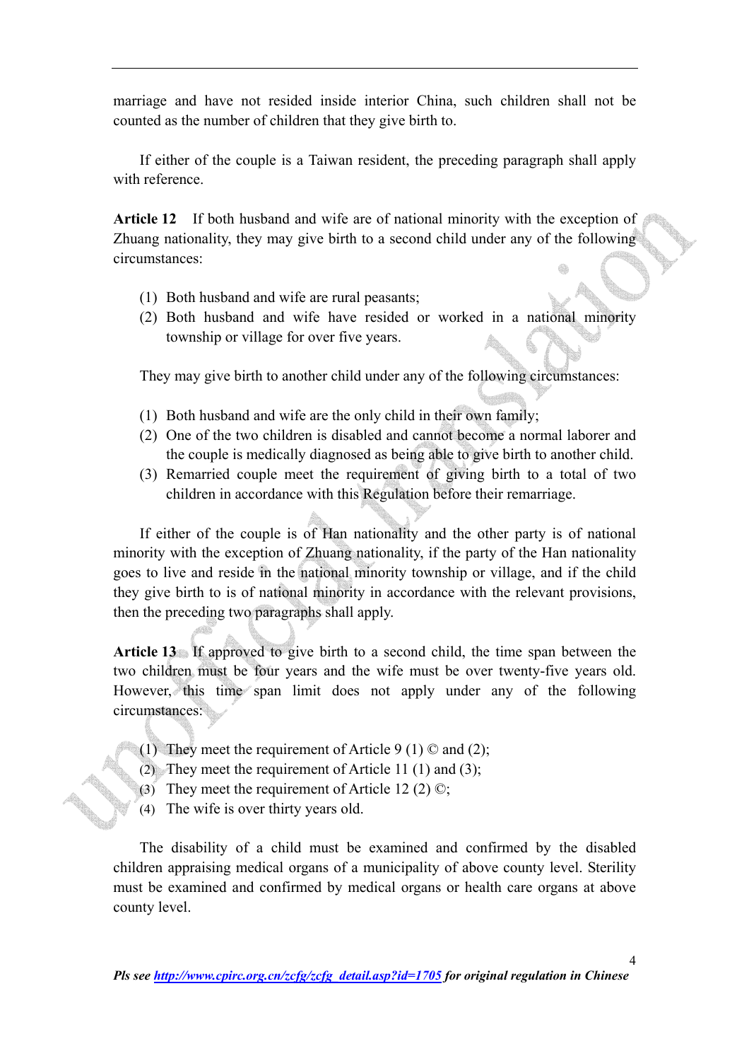marriage and have not resided inside interior China, such children shall not be counted as the number of children that they give birth to.

If either of the couple is a Taiwan resident, the preceding paragraph shall apply with reference.

**Article 12** If both husband and wife are of national minority with the exception of Zhuang nationality, they may give birth to a second child under any of the following circumstances:

(1) Both husband and wife are rural peasants;
(2) Both husband and wife have resided or worked in a national minority township or village for over five years.

They may give birth to another child under any of the following circumstances:

(1) Both husband and wife are the only child in their own family;
(2) One of the two children is disabled and cannot become a normal laborer and the couple is medically diagnosed as being able to give birth to another child.
(3) Remarried couple meet the requirement of giving birth to a total of two children in accordance with this Regulation before their remarriage.

If either of the couple is of Han nationality and the other party is of national minority with the exception of Zhuang nationality, if the party of the Han nationality goes to live and reside in the national minority township or village, and if the child they give birth to is of national minority in accordance with the relevant provisions, then the preceding two paragraphs shall apply.

**Article 13** If approved to give birth to a second child, the time span between the two children must be four years and the wife must be over twenty-five years old. However, this time span limit does not apply under any of the following circumstances:

(1) They meet the requirement of Article 9 (1) © and (2);
(2) They meet the requirement of Article 11 (1) and (3);
(3) They meet the requirement of Article 12 (2) ©;
(4) The wife is over thirty years old.

The disability of a child must be examined and confirmed by the disabled children appraising medical organs of a municipality of above county level. Sterility must be examined and confirmed by medical organs or health care organs at above county level.

*Pls see http://www.cpirc.org.cn/zcfg/zcfg_detail.asp?id=1705 for original regulation in Chinese*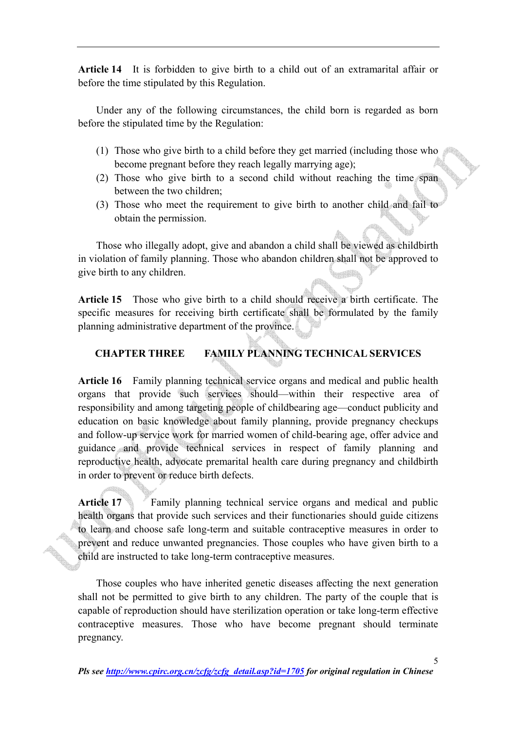**Article 14** It is forbidden to give birth to a child out of an extramarital affair or before the time stipulated by this Regulation.

Under any of the following circumstances, the child born is regarded as born before the stipulated time by the Regulation:

(1) Those who give birth to a child before they get married (including those who become pregnant before they reach legally marrying age);
(2) Those who give birth to a second child without reaching the time span between the two children;
(3) Those who meet the requirement to give birth to another child and fail to obtain the permission.

Those who illegally adopt, give and abandon a child shall be viewed as childbirth in violation of family planning. Those who abandon children shall not be approved to give birth to any children.

**Article 15** Those who give birth to a child should receive a birth certificate. The specific measures for receiving birth certificate shall be formulated by the family planning administrative department of the province.

## CHAPTER THREE FAMILY PLANNING TECHNICAL SERVICES

**Article 16** Family planning technical service organs and medical and public health organs that provide such services should—within their respective area of responsibility and among targeting people of childbearing age—conduct publicity and education on basic knowledge about family planning, provide pregnancy checkups and follow-up service work for married women of child-bearing age, offer advice and guidance and provide technical services in respect of family planning and reproductive health, advocate premarital health care during pregnancy and childbirth in order to prevent or reduce birth defects.

**Article 17** Family planning technical service organs and medical and public health organs that provide such services and their functionaries should guide citizens to learn and choose safe long-term and suitable contraceptive measures in order to prevent and reduce unwanted pregnancies. Those couples who have given birth to a child are instructed to take long-term contraceptive measures.

Those couples who have inherited genetic diseases affecting the next generation shall not be permitted to give birth to any children. The party of the couple that is capable of reproduction should have sterilization operation or take long-term effective contraceptive measures. Those who have become pregnant should terminate pregnancy.

*Pls see http://www.cpirc.org.cn/zcfg/zcfg_detail.asp?id=1705 for original regulation in Chinese*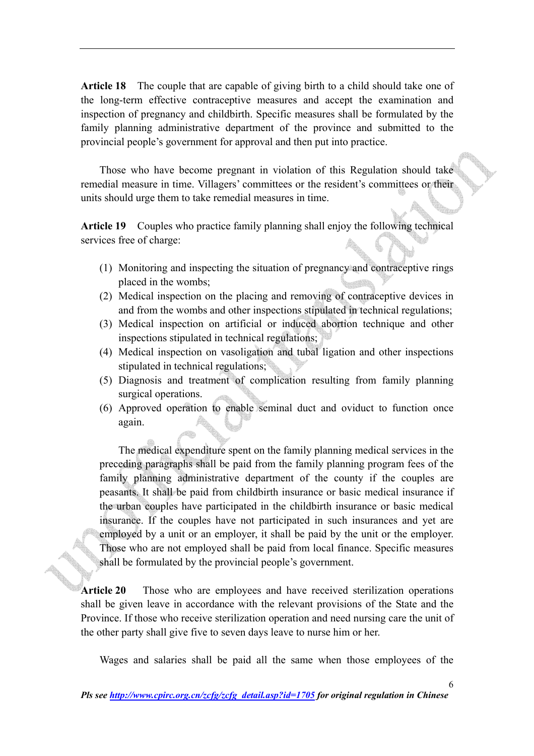**Article 18** The couple that are capable of giving birth to a child should take one of the long-term effective contraceptive measures and accept the examination and inspection of pregnancy and childbirth. Specific measures shall be formulated by the family planning administrative department of the province and submitted to the provincial people's government for approval and then put into practice.

Those who have become pregnant in violation of this Regulation should take remedial measure in time. Villagers' committees or the resident's committees or their units should urge them to take remedial measures in time.

**Article 19** Couples who practice family planning shall enjoy the following technical services free of charge:

(1) Monitoring and inspecting the situation of pregnancy and contraceptive rings placed in the wombs;
(2) Medical inspection on the placing and removing of contraceptive devices in and from the wombs and other inspections stipulated in technical regulations;
(3) Medical inspection on artificial or induced abortion technique and other inspections stipulated in technical regulations;
(4) Medical inspection on vasoligation and tubal ligation and other inspections stipulated in technical regulations;
(5) Diagnosis and treatment of complication resulting from family planning surgical operations.
(6) Approved operation to enable seminal duct and oviduct to function once again.

The medical expenditure spent on the family planning medical services in the preceding paragraphs shall be paid from the family planning program fees of the family planning administrative department of the county if the couples are peasants. It shall be paid from childbirth insurance or basic medical insurance if the urban couples have participated in the childbirth insurance or basic medical insurance. If the couples have not participated in such insurances and yet are employed by a unit or an employer, it shall be paid by the unit or the employer. Those who are not employed shall be paid from local finance. Specific measures shall be formulated by the provincial people's government.

**Article 20** Those who are employees and have received sterilization operations shall be given leave in accordance with the relevant provisions of the State and the Province. If those who receive sterilization operation and need nursing care the unit of the other party shall give five to seven days leave to nurse him or her.

Wages and salaries shall be paid all the same when those employees of the

*Pls see http://www.cpirc.org.cn/zcfg/zcfg_detail.asp?id=1705 for original regulation in Chinese*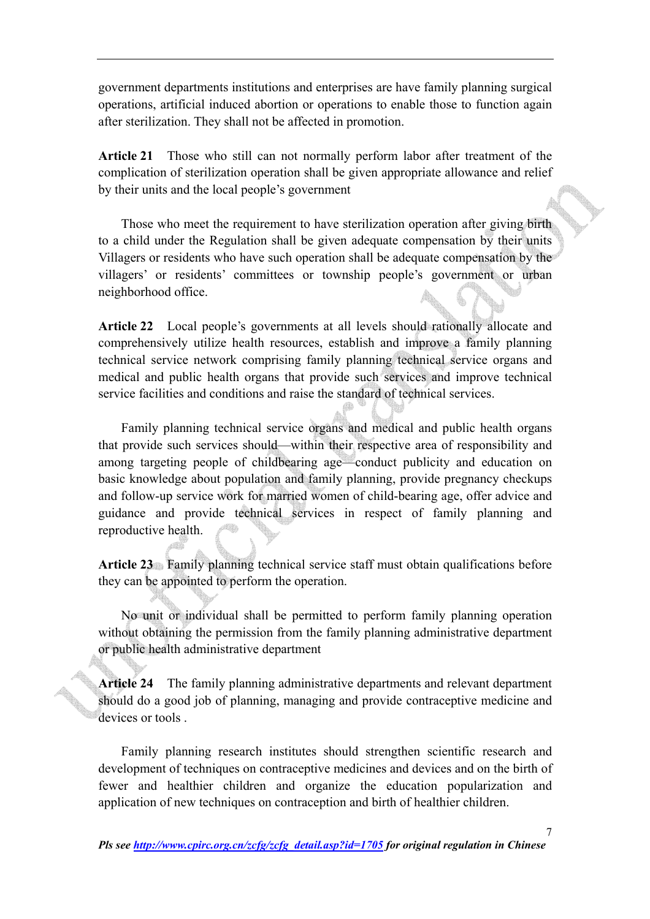government departments institutions and enterprises are have family planning surgical operations, artificial induced abortion or operations to enable those to function again after sterilization. They shall not be affected in promotion.

**Article 21** Those who still can not normally perform labor after treatment of the complication of sterilization operation shall be given appropriate allowance and relief by their units and the local people's government

Those who meet the requirement to have sterilization operation after giving birth to a child under the Regulation shall be given adequate compensation by their units Villagers or residents who have such operation shall be adequate compensation by the villagers' or residents' committees or township people's government or urban neighborhood office.

**Article 22** Local people's governments at all levels should rationally allocate and comprehensively utilize health resources, establish and improve a family planning technical service network comprising family planning technical service organs and medical and public health organs that provide such services and improve technical service facilities and conditions and raise the standard of technical services.

Family planning technical service organs and medical and public health organs that provide such services should—within their respective area of responsibility and among targeting people of childbearing age—conduct publicity and education on basic knowledge about population and family planning, provide pregnancy checkups and follow-up service work for married women of child-bearing age, offer advice and guidance and provide technical services in respect of family planning and reproductive health.

**Article 23** Family planning technical service staff must obtain qualifications before they can be appointed to perform the operation.

No unit or individual shall be permitted to perform family planning operation without obtaining the permission from the family planning administrative department or public health administrative department

**Article 24** The family planning administrative departments and relevant department should do a good job of planning, managing and provide contraceptive medicine and devices or tools .

Family planning research institutes should strengthen scientific research and development of techniques on contraceptive medicines and devices and on the birth of fewer and healthier children and organize the education popularization and application of new techniques on contraception and birth of healthier children.

*Pls see http://www.cpirc.org.cn/zcfg/zcfg_detail.asp?id=1705 for original regulation in Chinese*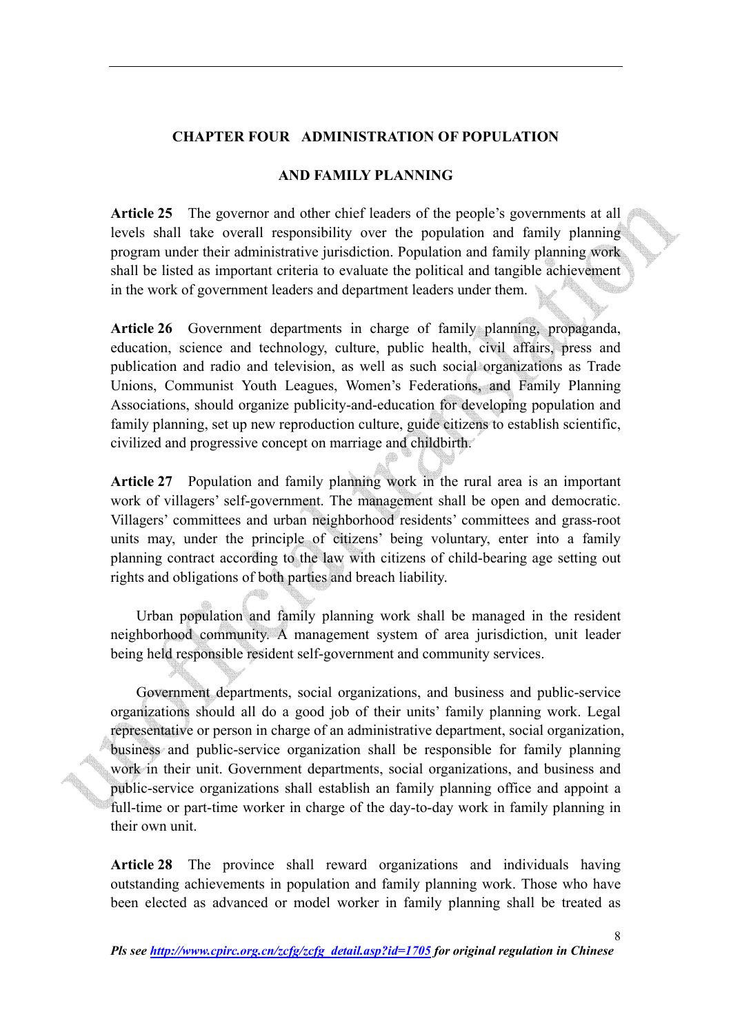## CHAPTER FOUR ADMINISTRATION OF POPULATION AND FAMILY PLANNING

**Article 25** The governor and other chief leaders of the people's governments at all levels shall take overall responsibility over the population and family planning program under their administrative jurisdiction. Population and family planning work shall be listed as important criteria to evaluate the political and tangible achievement in the work of government leaders and department leaders under them.

**Article 26** Government departments in charge of family planning, propaganda, education, science and technology, culture, public health, civil affairs, press and publication and radio and television, as well as such social organizations as Trade Unions, Communist Youth Leagues, Women's Federations, and Family Planning Associations, should organize publicity-and-education for developing population and family planning, set up new reproduction culture, guide citizens to establish scientific, civilized and progressive concept on marriage and childbirth.

**Article 27** Population and family planning work in the rural area is an important work of villagers' self-government. The management shall be open and democratic. Villagers' committees and urban neighborhood residents' committees and grass-root units may, under the principle of citizens' being voluntary, enter into a family planning contract according to the law with citizens of child-bearing age setting out rights and obligations of both parties and breach liability.

Urban population and family planning work shall be managed in the resident neighborhood community. A management system of area jurisdiction, unit leader being held responsible resident self-government and community services.

Government departments, social organizations, and business and public-service organizations should all do a good job of their units' family planning work. Legal representative or person in charge of an administrative department, social organization, business and public-service organization shall be responsible for family planning work in their unit. Government departments, social organizations, and business and public-service organizations shall establish an family planning office and appoint a full-time or part-time worker in charge of the day-to-day work in family planning in their own unit.

**Article 28** The province shall reward organizations and individuals having outstanding achievements in population and family planning work. Those who have been elected as advanced or model worker in family planning shall be treated as

*Pls see http://www.cpirc.org.cn/zcfg/zcfg_detail.asp?id=1705 for original regulation in Chinese*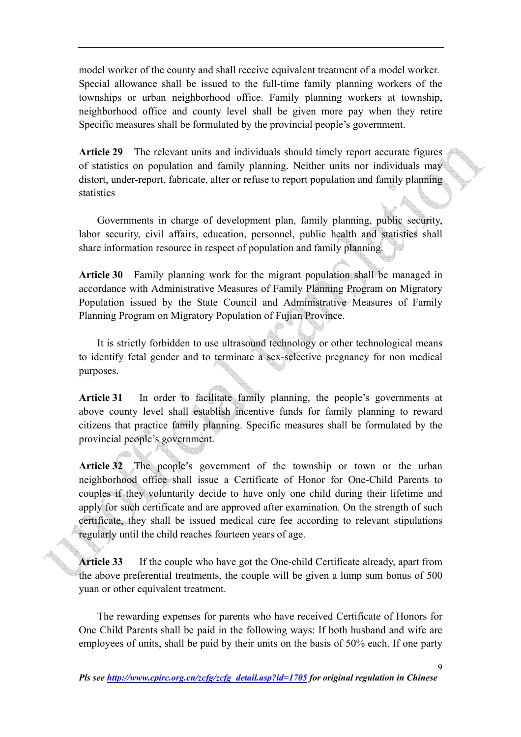model worker of the county and shall receive equivalent treatment of a model worker. Special allowance shall be issued to the full-time family planning workers of the townships or urban neighborhood office. Family planning workers at township, neighborhood office and county level shall be given more pay when they retire Specific measures shall be formulated by the provincial people's government.

**Article 29** The relevant units and individuals should timely report accurate figures of statistics on population and family planning. Neither units nor individuals may distort, under-report, fabricate, alter or refuse to report population and family planning statistics

Governments in charge of development plan, family planning, public security, labor security, civil affairs, education, personnel, public health and statistics shall share information resource in respect of population and family planning.

**Article 30** Family planning work for the migrant population shall be managed in accordance with Administrative Measures of Family Planning Program on Migratory Population issued by the State Council and Administrative Measures of Family Planning Program on Migratory Population of Fujian Province.

It is strictly forbidden to use ultrasound technology or other technological means to identify fetal gender and to terminate a sex-selective pregnancy for non medical purposes.

**Article 31** In order to facilitate family planning, the people's governments at above county level shall establish incentive funds for family planning to reward citizens that practice family planning. Specific measures shall be formulated by the provincial people's government.

**Article 32** The people's government of the township or town or the urban neighborhood office shall issue a Certificate of Honor for One-Child Parents to couples if they voluntarily decide to have only one child during their lifetime and apply for such certificate and are approved after examination. On the strength of such certificate, they shall be issued medical care fee according to relevant stipulations regularly until the child reaches fourteen years of age.

**Article 33** If the couple who have got the One-child Certificate already, apart from the above preferential treatments, the couple will be given a lump sum bonus of 500 yuan or other equivalent treatment.

The rewarding expenses for parents who have received Certificate of Honors for One Child Parents shall be paid in the following ways: If both husband and wife are employees of units, shall be paid by their units on the basis of 50% each. If one party

***Pls see [http://www.cpirc.org.cn/zcfg/zcfg_detail.asp?id=1705](http://www.cpirc.org.cn/zcfg/zcfg_detail.asp?id=1705) for original regulation in Chinese***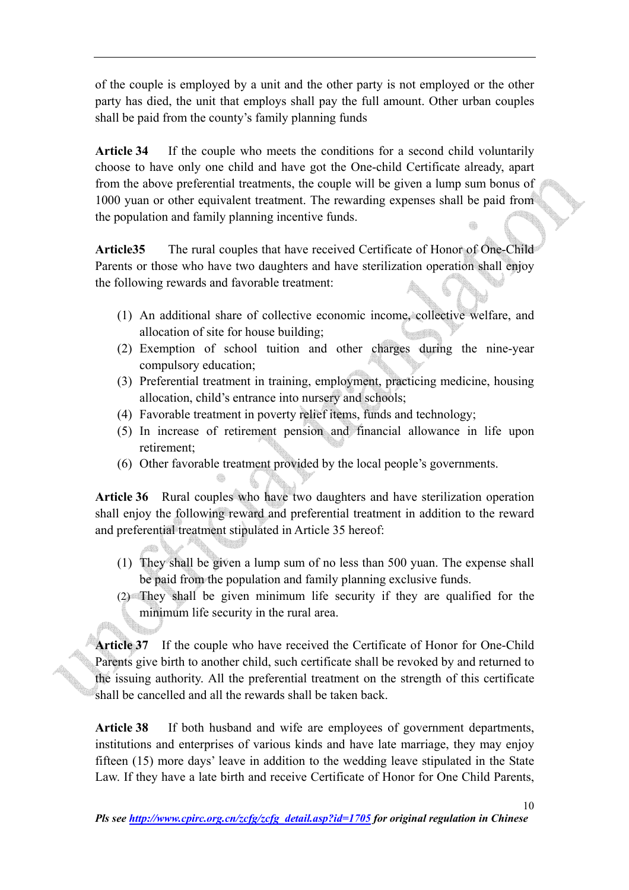of the couple is employed by a unit and the other party is not employed or the other party has died, the unit that employs shall pay the full amount. Other urban couples shall be paid from the county's family planning funds

**Article 34** If the couple who meets the conditions for a second child voluntarily choose to have only one child and have got the One-child Certificate already, apart from the above preferential treatments, the couple will be given a lump sum bonus of 1000 yuan or other equivalent treatment. The rewarding expenses shall be paid from the population and family planning incentive funds.

**Article35** The rural couples that have received Certificate of Honor of One-Child Parents or those who have two daughters and have sterilization operation shall enjoy the following rewards and favorable treatment:

(1) An additional share of collective economic income, collective welfare, and allocation of site for house building;
(2) Exemption of school tuition and other charges during the nine-year compulsory education;
(3) Preferential treatment in training, employment, practicing medicine, housing allocation, child's entrance into nursery and schools;
(4) Favorable treatment in poverty relief items, funds and technology;
(5) In increase of retirement pension and financial allowance in life upon retirement;
(6) Other favorable treatment provided by the local people's governments.

**Article 36** Rural couples who have two daughters and have sterilization operation shall enjoy the following reward and preferential treatment in addition to the reward and preferential treatment stipulated in Article 35 hereof:

(1) They shall be given a lump sum of no less than 500 yuan. The expense shall be paid from the population and family planning exclusive funds.
(2) They shall be given minimum life security if they are qualified for the minimum life security in the rural area.

**Article 37** If the couple who have received the Certificate of Honor for One-Child Parents give birth to another child, such certificate shall be revoked by and returned to the issuing authority. All the preferential treatment on the strength of this certificate shall be cancelled and all the rewards shall be taken back.

**Article 38** If both husband and wife are employees of government departments, institutions and enterprises of various kinds and have late marriage, they may enjoy fifteen (15) more days' leave in addition to the wedding leave stipulated in the State Law. If they have a late birth and receive Certificate of Honor for One Child Parents,

*Pls see http://www.cpirc.org.cn/zcfg/zcfg_detail.asp?id=1705 for original regulation in Chinese*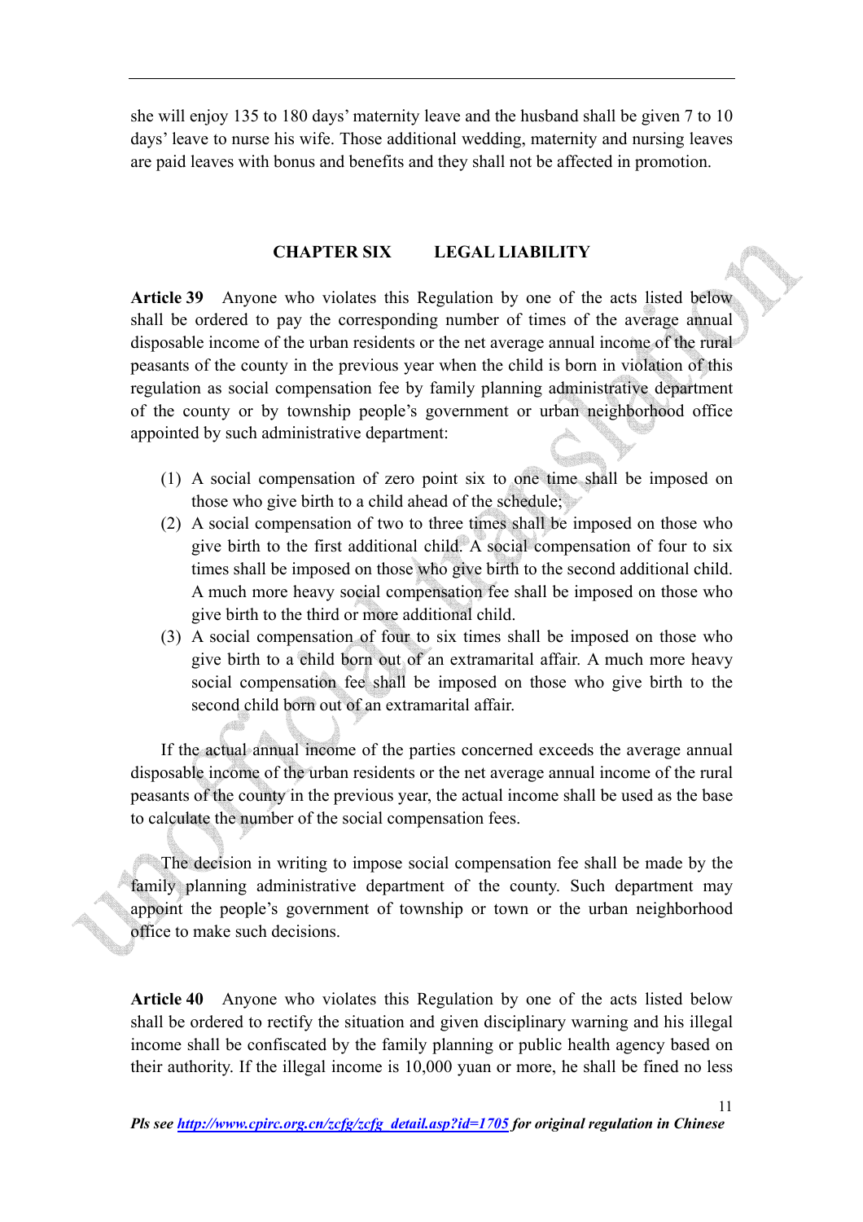she will enjoy 135 to 180 days' maternity leave and the husband shall be given 7 to 10 days' leave to nurse his wife. Those additional wedding, maternity and nursing leaves are paid leaves with bonus and benefits and they shall not be affected in promotion.

## CHAPTER SIX LEGAL LIABILITY

**Article 39** Anyone who violates this Regulation by one of the acts listed below shall be ordered to pay the corresponding number of times of the average annual disposable income of the urban residents or the net average annual income of the rural peasants of the county in the previous year when the child is born in violation of this regulation as social compensation fee by family planning administrative department of the county or by township people's government or urban neighborhood office appointed by such administrative department:

(1) A social compensation of zero point six to one time shall be imposed on those who give birth to a child ahead of the schedule;

(2) A social compensation of two to three times shall be imposed on those who give birth to the first additional child. A social compensation of four to six times shall be imposed on those who give birth to the second additional child. A much more heavy social compensation fee shall be imposed on those who give birth to the third or more additional child.

(3) A social compensation of four to six times shall be imposed on those who give birth to a child born out of an extramarital affair. A much more heavy social compensation fee shall be imposed on those who give birth to the second child born out of an extramarital affair.

If the actual annual income of the parties concerned exceeds the average annual disposable income of the urban residents or the net average annual income of the rural peasants of the county in the previous year, the actual income shall be used as the base to calculate the number of the social compensation fees.

The decision in writing to impose social compensation fee shall be made by the family planning administrative department of the county. Such department may appoint the people's government of township or town or the urban neighborhood office to make such decisions.

**Article 40** Anyone who violates this Regulation by one of the acts listed below shall be ordered to rectify the situation and given disciplinary warning and his illegal income shall be confiscated by the family planning or public health agency based on their authority. If the illegal income is 10,000 yuan or more, he shall be fined no less

*Pls see http://www.cpirc.org.cn/zcfg/zcfg_detail.asp?id=1705 for original regulation in Chinese*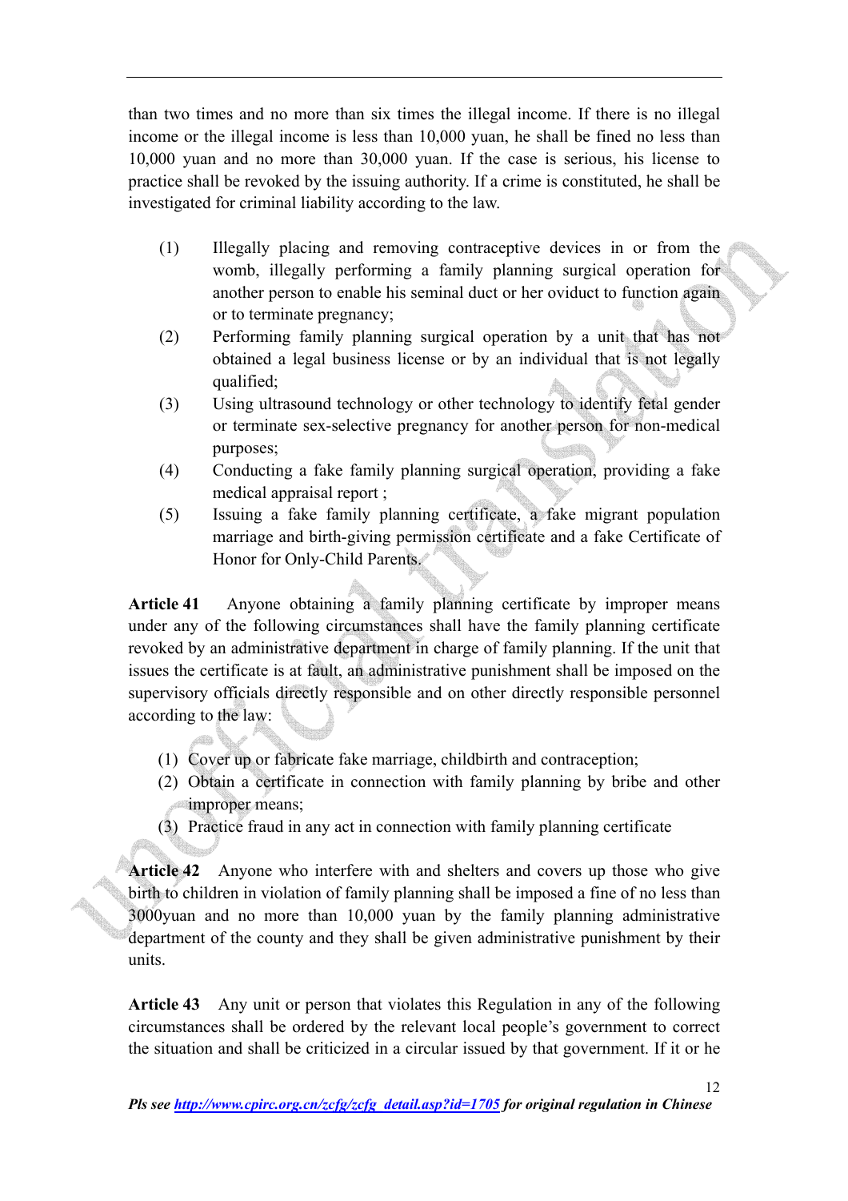than two times and no more than six times the illegal income. If there is no illegal income or the illegal income is less than 10,000 yuan, he shall be fined no less than 10,000 yuan and no more than 30,000 yuan. If the case is serious, his license to practice shall be revoked by the issuing authority. If a crime is constituted, he shall be investigated for criminal liability according to the law.

(1) Illegally placing and removing contraceptive devices in or from the womb, illegally performing a family planning surgical operation for another person to enable his seminal duct or her oviduct to function again or to terminate pregnancy;

(2) Performing family planning surgical operation by a unit that has not obtained a legal business license or by an individual that is not legally qualified;

(3) Using ultrasound technology or other technology to identify fetal gender or terminate sex-selective pregnancy for another person for non-medical purposes;

(4) Conducting a fake family planning surgical operation, providing a fake medical appraisal report ;

(5) Issuing a fake family planning certificate, a fake migrant population marriage and birth-giving permission certificate and a fake Certificate of Honor for Only-Child Parents.

**Article 41** Anyone obtaining a family planning certificate by improper means under any of the following circumstances shall have the family planning certificate revoked by an administrative department in charge of family planning. If the unit that issues the certificate is at fault, an administrative punishment shall be imposed on the supervisory officials directly responsible and on other directly responsible personnel according to the law:

(1) Cover up or fabricate fake marriage, childbirth and contraception;

(2) Obtain a certificate in connection with family planning by bribe and other improper means;

(3) Practice fraud in any act in connection with family planning certificate

**Article 42** Anyone who interfere with and shelters and covers up those who give birth to children in violation of family planning shall be imposed a fine of no less than 3000yuan and no more than 10,000 yuan by the family planning administrative department of the county and they shall be given administrative punishment by their units.

**Article 43** Any unit or person that violates this Regulation in any of the following circumstances shall be ordered by the relevant local people's government to correct the situation and shall be criticized in a circular issued by that government. If it or he

*Pls see http://www.cpirc.org.cn/zcfg/zcfg_detail.asp?id=1705 for original regulation in Chinese*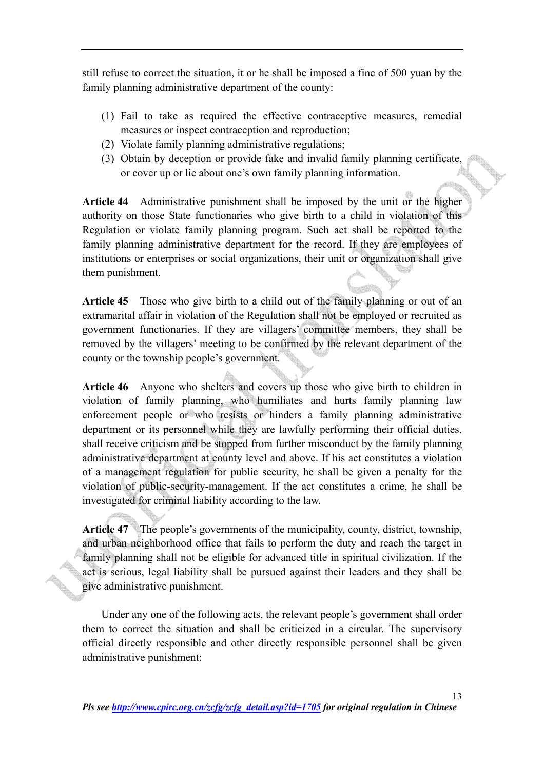still refuse to correct the situation, it or he shall be imposed a fine of 500 yuan by the family planning administrative department of the county:

(1) Fail to take as required the effective contraceptive measures, remedial measures or inspect contraception and reproduction;
(2) Violate family planning administrative regulations;
(3) Obtain by deception or provide fake and invalid family planning certificate, or cover up or lie about one's own family planning information.

**Article 44** Administrative punishment shall be imposed by the unit or the higher authority on those State functionaries who give birth to a child in violation of this Regulation or violate family planning program. Such act shall be reported to the family planning administrative department for the record. If they are employees of institutions or enterprises or social organizations, their unit or organization shall give them punishment.

**Article 45** Those who give birth to a child out of the family planning or out of an extramarital affair in violation of the Regulation shall not be employed or recruited as government functionaries. If they are villagers' committee members, they shall be removed by the villagers' meeting to be confirmed by the relevant department of the county or the township people's government.

**Article 46** Anyone who shelters and covers up those who give birth to children in violation of family planning, who humiliates and hurts family planning law enforcement people or who resists or hinders a family planning administrative department or its personnel while they are lawfully performing their official duties, shall receive criticism and be stopped from further misconduct by the family planning administrative department at county level and above. If his act constitutes a violation of a management regulation for public security, he shall be given a penalty for the violation of public-security-management. If the act constitutes a crime, he shall be investigated for criminal liability according to the law.

**Article 47** The people's governments of the municipality, county, district, township, and urban neighborhood office that fails to perform the duty and reach the target in family planning shall not be eligible for advanced title in spiritual civilization. If the act is serious, legal liability shall be pursued against their leaders and they shall be give administrative punishment.

Under any one of the following acts, the relevant people's government shall order them to correct the situation and shall be criticized in a circular. The supervisory official directly responsible and other directly responsible personnel shall be given administrative punishment:

*Pls see [http://www.cpirc.org.cn/zcfg/zcfg_detail.asp?id=1705](http://www.cpirc.org.cn/zcfg/zcfg_detail.asp?id=1705) for original regulation in Chinese*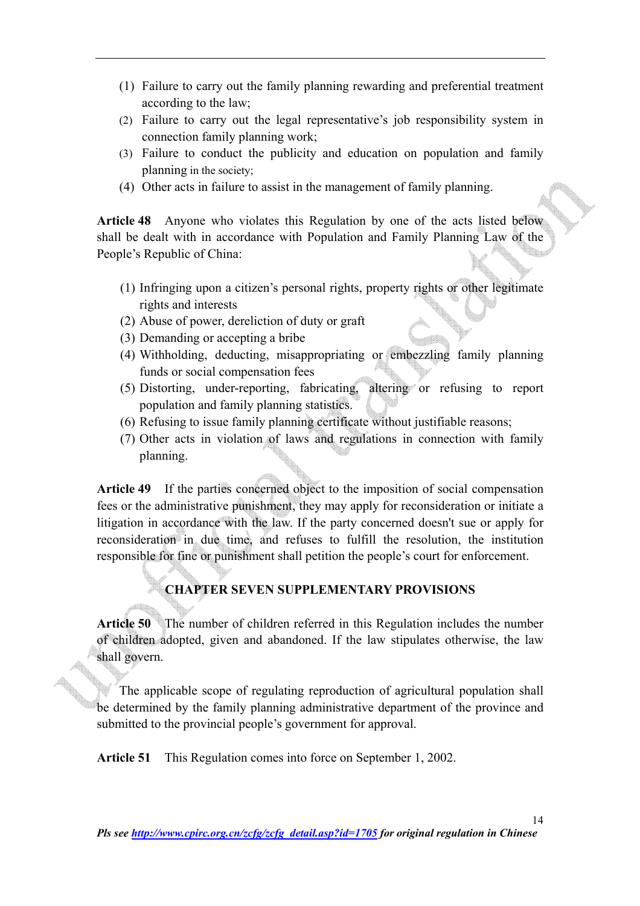(1) Failure to carry out the family planning rewarding and preferential treatment according to the law;
(2) Failure to carry out the legal representative's job responsibility system in connection family planning work;
(3) Failure to conduct the publicity and education on population and family planning in the society;
(4) Other acts in failure to assist in the management of family planning.

**Article 48** Anyone who violates this Regulation by one of the acts listed below shall be dealt with in accordance with Population and Family Planning Law of the People's Republic of China:

(1) Infringing upon a citizen's personal rights, property rights or other legitimate rights and interests
(2) Abuse of power, dereliction of duty or graft
(3) Demanding or accepting a bribe
(4) Withholding, deducting, misappropriating or embezzling family planning funds or social compensation fees
(5) Distorting, under-reporting, fabricating, altering or refusing to report population and family planning statistics.
(6) Refusing to issue family planning certificate without justifiable reasons;
(7) Other acts in violation of laws and regulations in connection with family planning.

**Article 49** If the parties concerned object to the imposition of social compensation fees or the administrative punishment, they may apply for reconsideration or initiate a litigation in accordance with the law. If the party concerned doesn't sue or apply for reconsideration in due time, and refuses to fulfill the resolution, the institution responsible for fine or punishment shall petition the people's court for enforcement.

## CHAPTER SEVEN SUPPLEMENTARY PROVISIONS

**Article 50** The number of children referred in this Regulation includes the number of children adopted, given and abandoned. If the law stipulates otherwise, the law shall govern.

The applicable scope of regulating reproduction of agricultural population shall be determined by the family planning administrative department of the province and submitted to the provincial people's government for approval.

**Article 51** This Regulation comes into force on September 1, 2002.

*Pls see http://www.cpirc.org.cn/zcfg/zcfg_detail.asp?id=1705 for original regulation in Chinese*